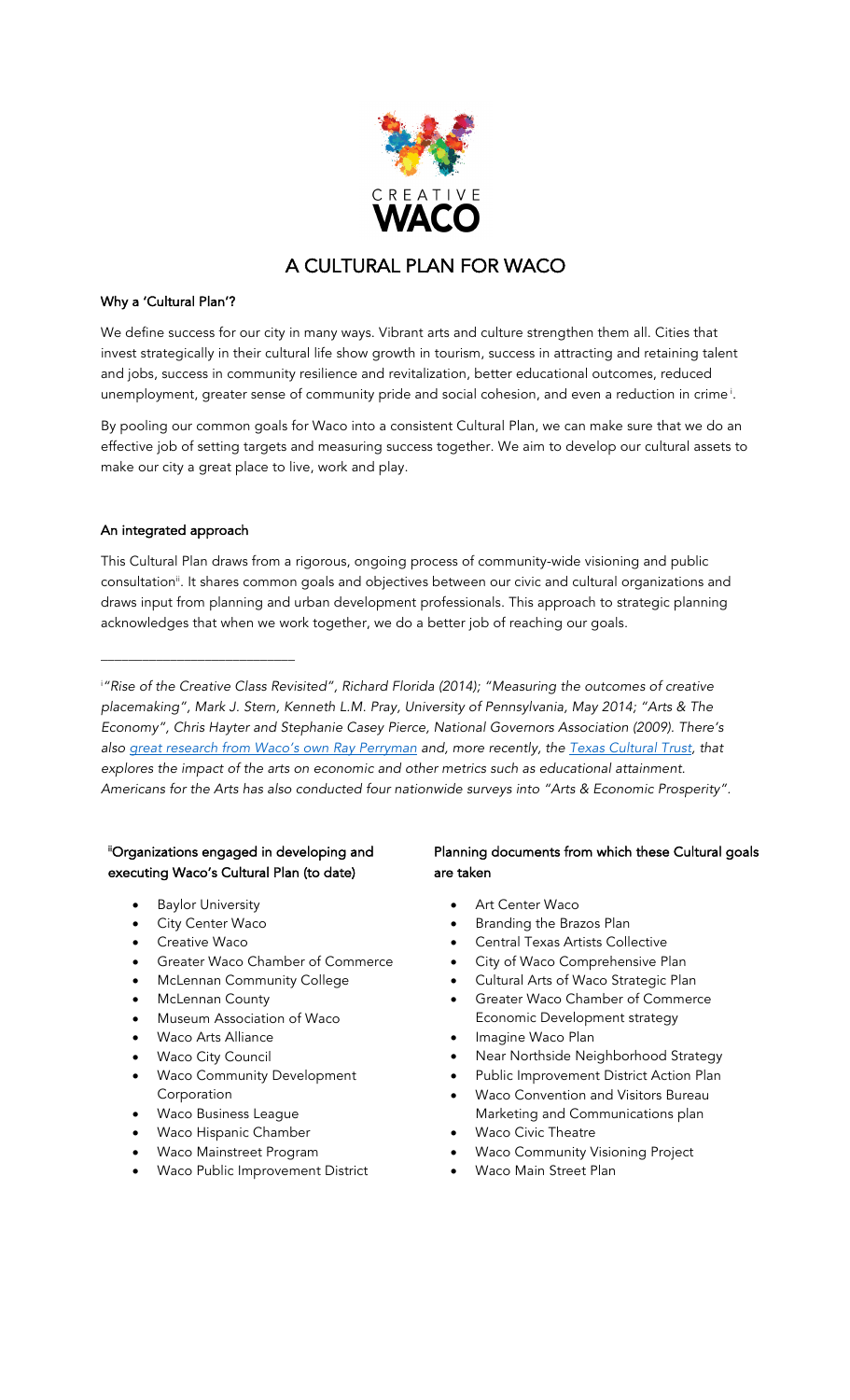# A CULTURAL PLAN FOR WACO

## Why a 'Cultural Plan'?

We define success for our city in many ways. Vibrant arts and culture strengthen them all. Cities that invest strategically in their cultural life show growth in tourism, success in attracting and retaining talent and jobs, success in community resilience and revitalization, better educational outcomes, reduced unemployment, greater sense of community pride and social cohesion, and even a reduction in crime[i].

By pooling our common goals for Waco into a consistent Cultural Plan, we can make sure that we do an effective job of setting targets and measuring success together. We aim to develop our cultural assets to make our city a great place to live, work and play.

## An integrated approach

This Cultural Plan draws from a rigorous, ongoing process of community-wide visioning and public consultation[ii]. It shares common goals and objectives between our civic and cultural organizations and draws input from planning and urban development professionals. This approach to strategic planning acknowledges that when we work together, we do a better job of reaching our goals.

---

[i] *"Rise of the Creative Class Revisited", Richard Florida (2014); "Measuring the outcomes of creative placemaking", Mark J. Stern, Kenneth L.M. Pray, University of Pennsylvania, May 2014; "Arts & The Economy", Chris Hayter and Stephanie Casey Pierce, National Governors Association (2009). There's also great research from Waco's own Ray Perryman and, more recently, the Texas Cultural Trust, that explores the impact of the arts on economic and other metrics such as educational attainment. Americans for the Arts has also conducted four nationwide surveys into "Arts & Economic Prosperity".*

### [ii] Organizations engaged in developing and executing Waco's Cultural Plan (to date)

- Baylor University
- City Center Waco
- Creative Waco
- Greater Waco Chamber of Commerce
- McLennan Community College
- McLennan County
- Museum Association of Waco
- Waco Arts Alliance
- Waco City Council
- Waco Community Development Corporation
- Waco Business League
- Waco Hispanic Chamber
- Waco Mainstreet Program
- Waco Public Improvement District

### Planning documents from which these Cultural goals are taken

- Art Center Waco
- Branding the Brazos Plan
- Central Texas Artists Collective
- City of Waco Comprehensive Plan
- Cultural Arts of Waco Strategic Plan
- Greater Waco Chamber of Commerce Economic Development strategy
- Imagine Waco Plan
- Near Northside Neighborhood Strategy
- Public Improvement District Action Plan
- Waco Convention and Visitors Bureau Marketing and Communications plan
- Waco Civic Theatre
- Waco Community Visioning Project
- Waco Main Street Plan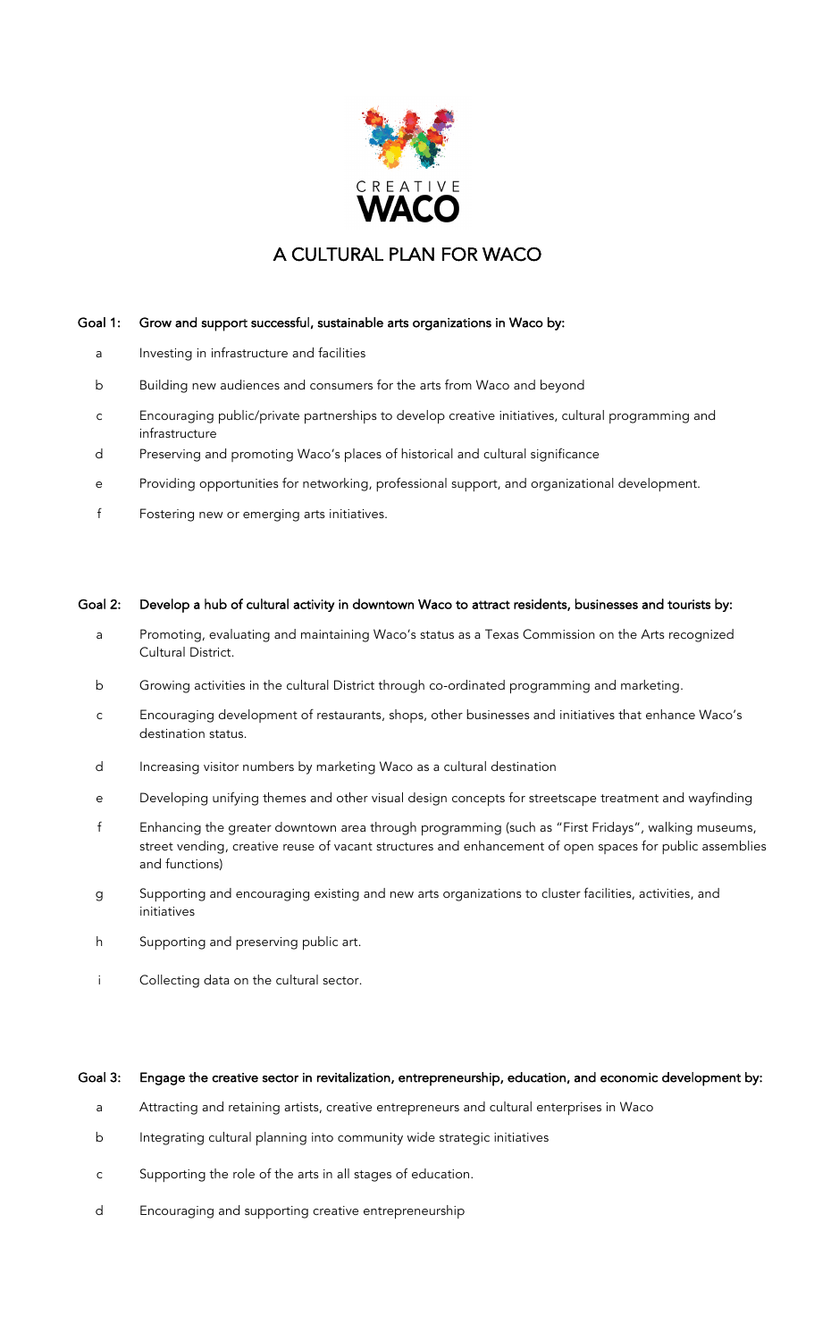CREATIVE WACO

# A CULTURAL PLAN FOR WACO

## Goal 1: Grow and support successful, sustainable arts organizations in Waco by:

- a Investing in infrastructure and facilities
- b Building new audiences and consumers for the arts from Waco and beyond
- c Encouraging public/private partnerships to develop creative initiatives, cultural programming and infrastructure
- d Preserving and promoting Waco's places of historical and cultural significance
- e Providing opportunities for networking, professional support, and organizational development.
- f Fostering new or emerging arts initiatives.

## Goal 2: Develop a hub of cultural activity in downtown Waco to attract residents, businesses and tourists by:

- a Promoting, evaluating and maintaining Waco's status as a Texas Commission on the Arts recognized Cultural District.
- b Growing activities in the cultural District through co-ordinated programming and marketing.
- c Encouraging development of restaurants, shops, other businesses and initiatives that enhance Waco's destination status.
- d Increasing visitor numbers by marketing Waco as a cultural destination
- e Developing unifying themes and other visual design concepts for streetscape treatment and wayfinding
- f Enhancing the greater downtown area through programming (such as "First Fridays", walking museums, street vending, creative reuse of vacant structures and enhancement of open spaces for public assemblies and functions)
- g Supporting and encouraging existing and new arts organizations to cluster facilities, activities, and initiatives
- h Supporting and preserving public art.
- i Collecting data on the cultural sector.

## Goal 3: Engage the creative sector in revitalization, entrepreneurship, education, and economic development by:

- a Attracting and retaining artists, creative entrepreneurs and cultural enterprises in Waco
- b Integrating cultural planning into community wide strategic initiatives
- c Supporting the role of the arts in all stages of education.
- d Encouraging and supporting creative entrepreneurship